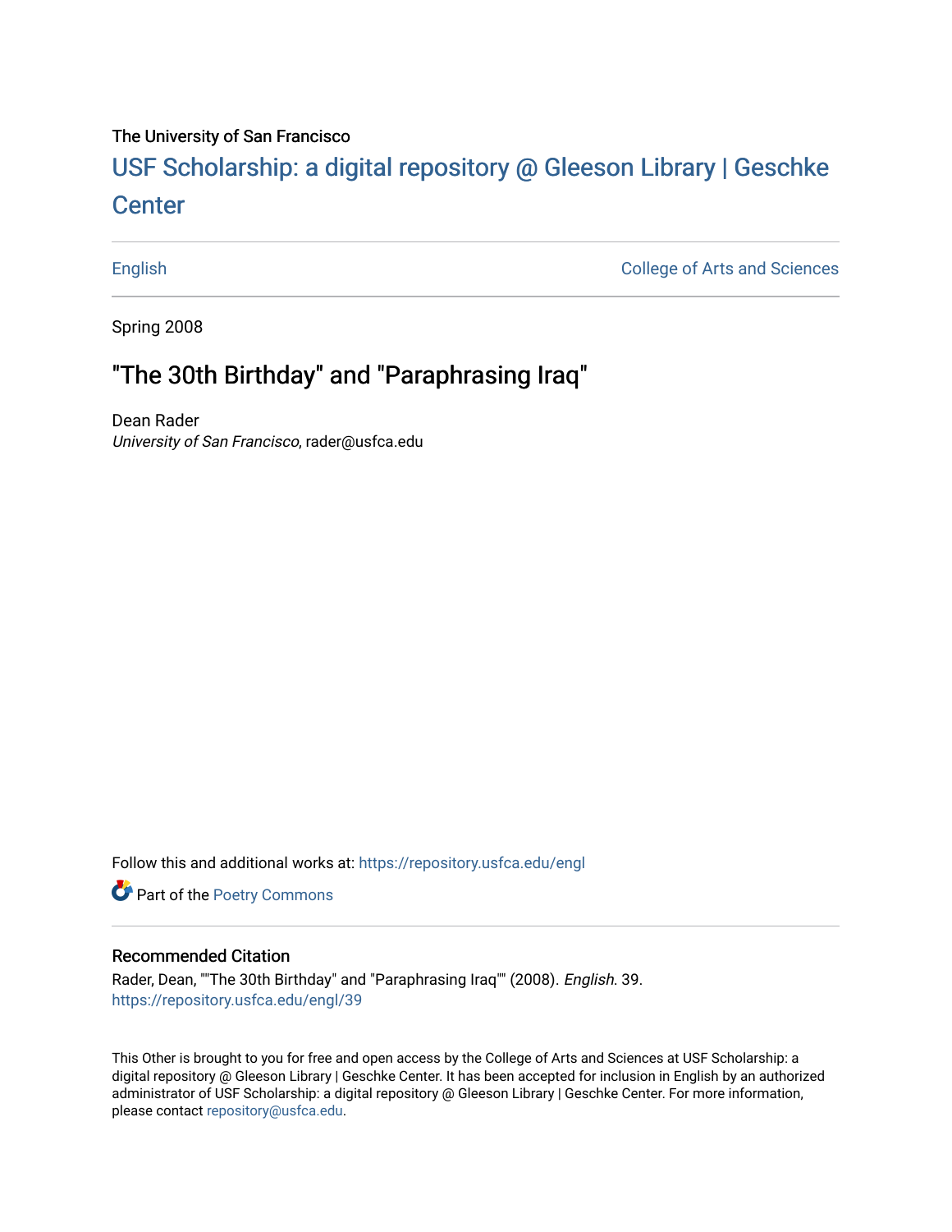The University of San Francisco

# USF Scholarship: a digital repository @ Gleeson Library | Geschke Center

English | College of Arts and Sciences

Spring 2008

## "The 30th Birthday" and "Paraphrasing Iraq"

Dean Rader
*University of San Francisco*, rader@usfca.edu

Follow this and additional works at: https://repository.usfca.edu/engl

Part of the Poetry Commons

### Recommended Citation

Rader, Dean, ""The 30th Birthday" and "Paraphrasing Iraq"" (2008). *English*. 39.
https://repository.usfca.edu/engl/39

This Other is brought to you for free and open access by the College of Arts and Sciences at USF Scholarship: a digital repository @ Gleeson Library | Geschke Center. It has been accepted for inclusion in English by an authorized administrator of USF Scholarship: a digital repository @ Gleeson Library | Geschke Center. For more information, please contact repository@usfca.edu.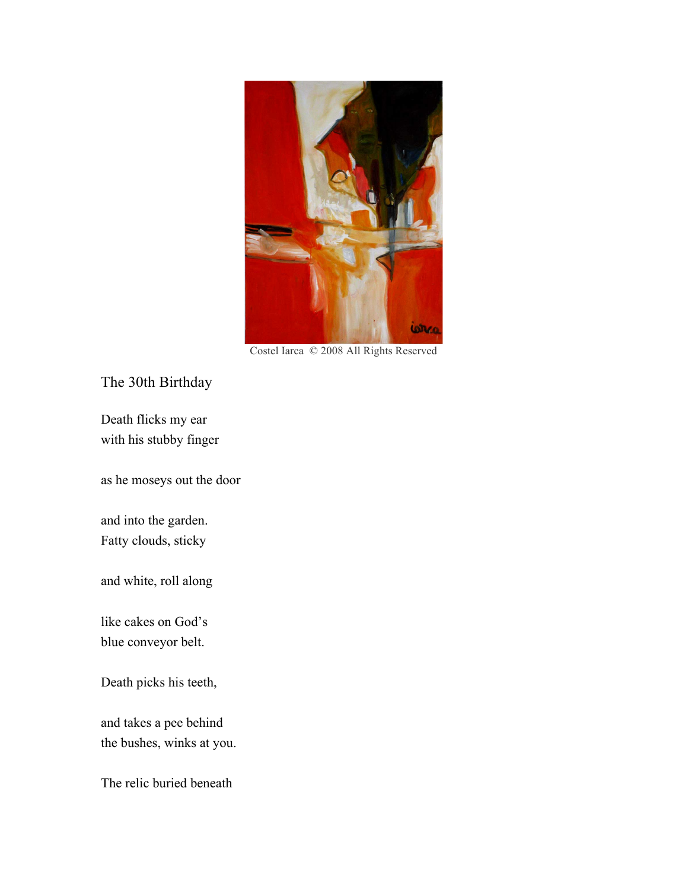Costel Iarca © 2008 All Rights Reserved

## The 30th Birthday

Death flicks my ear
with his stubby finger

as he moseys out the door

and into the garden.
Fatty clouds, sticky

and white, roll along

like cakes on God's
blue conveyor belt.

Death picks his teeth,

and takes a pee behind
the bushes, winks at you.

The relic buried beneath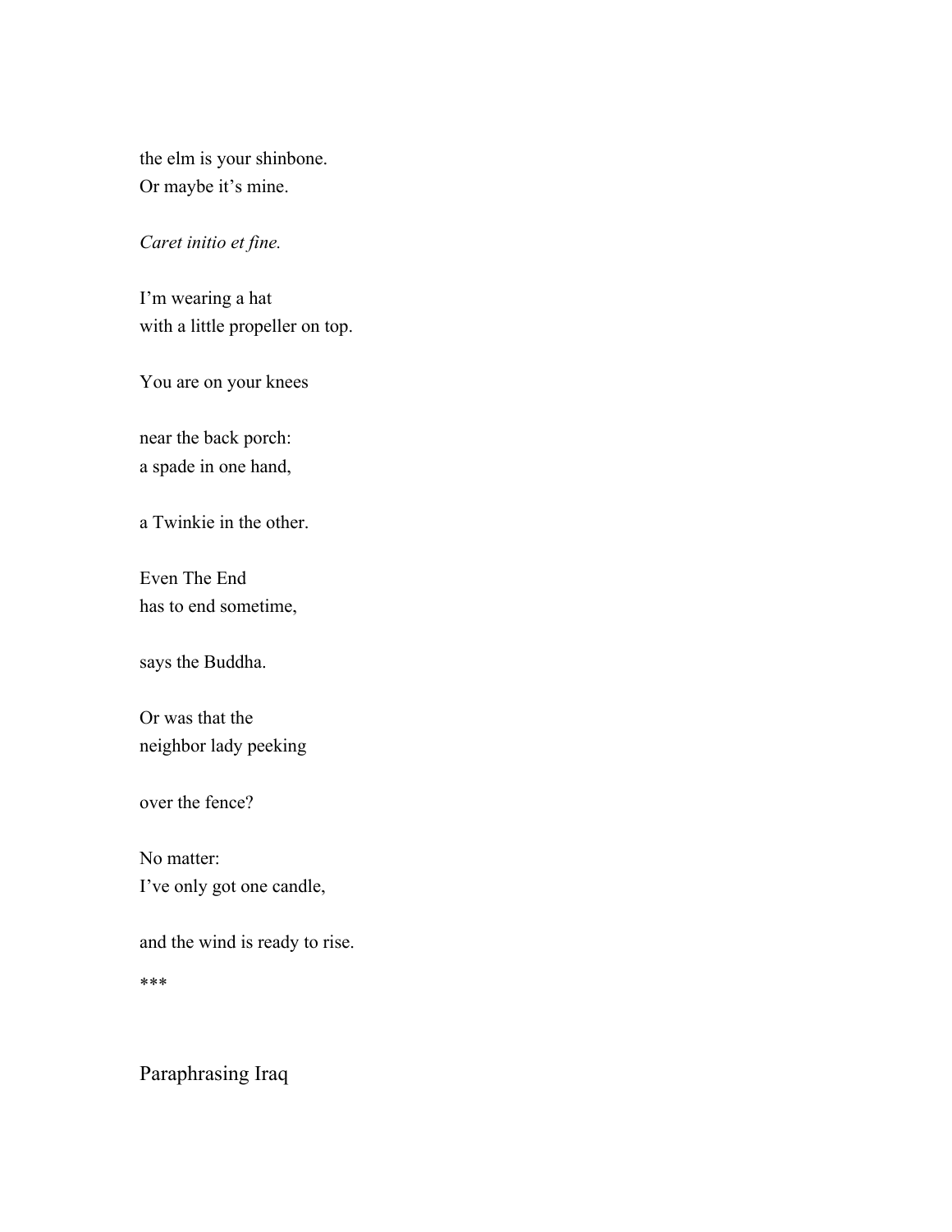the elm is your shinbone.
Or maybe it's mine.

*Caret initio et fine.*

I'm wearing a hat
with a little propeller on top.

You are on your knees

near the back porch:
a spade in one hand,

a Twinkie in the other.

Even The End
has to end sometime,

says the Buddha.

Or was that the
neighbor lady peeking

over the fence?

No matter:
I've only got one candle,

and the wind is ready to rise.

***

## Paraphrasing Iraq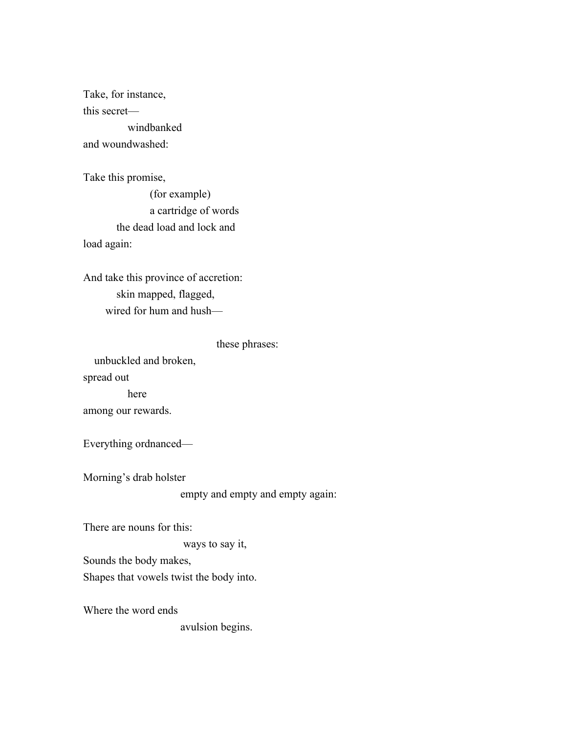Take, for instance,  
this secret—  
&nbsp;&nbsp;&nbsp;&nbsp;&nbsp;&nbsp;&nbsp;&nbsp;&nbsp;&nbsp;&nbsp;&nbsp;windbanked  
and woundwashed:

Take this promise,  
&nbsp;&nbsp;&nbsp;&nbsp;&nbsp;&nbsp;&nbsp;&nbsp;&nbsp;&nbsp;&nbsp;&nbsp;&nbsp;&nbsp;&nbsp;&nbsp;&nbsp;&nbsp;(for example)  
&nbsp;&nbsp;&nbsp;&nbsp;&nbsp;&nbsp;&nbsp;&nbsp;&nbsp;&nbsp;&nbsp;&nbsp;&nbsp;&nbsp;&nbsp;&nbsp;&nbsp;&nbsp;a cartridge of words  
&nbsp;&nbsp;&nbsp;&nbsp;&nbsp;&nbsp;&nbsp;&nbsp;&nbsp;the dead load and lock and  
load again:

And take this province of accretion:  
&nbsp;&nbsp;&nbsp;&nbsp;&nbsp;&nbsp;&nbsp;&nbsp;&nbsp;skin mapped, flagged,  
&nbsp;&nbsp;&nbsp;&nbsp;&nbsp;&nbsp;wired for hum and hush—

&nbsp;&nbsp;&nbsp;&nbsp;&nbsp;&nbsp;&nbsp;&nbsp;&nbsp;&nbsp;&nbsp;&nbsp;&nbsp;&nbsp;&nbsp;&nbsp;&nbsp;&nbsp;&nbsp;&nbsp;&nbsp;&nbsp;&nbsp;&nbsp;&nbsp;&nbsp;&nbsp;&nbsp;&nbsp;&nbsp;&nbsp;&nbsp;&nbsp;&nbsp;&nbsp;&nbsp;these phrases:  
&nbsp;&nbsp;&nbsp;unbuckled and broken,  
spread out  
&nbsp;&nbsp;&nbsp;&nbsp;&nbsp;&nbsp;&nbsp;&nbsp;&nbsp;&nbsp;&nbsp;&nbsp;here  
among our rewards.

Everything ordnanced—

Morning's drab holster  
&nbsp;&nbsp;&nbsp;&nbsp;&nbsp;&nbsp;&nbsp;&nbsp;&nbsp;&nbsp;&nbsp;&nbsp;&nbsp;&nbsp;&nbsp;&nbsp;&nbsp;&nbsp;&nbsp;&nbsp;&nbsp;&nbsp;&nbsp;&nbsp;&nbsp;&nbsp;empty and empty and empty again:

There are nouns for this:  
&nbsp;&nbsp;&nbsp;&nbsp;&nbsp;&nbsp;&nbsp;&nbsp;&nbsp;&nbsp;&nbsp;&nbsp;&nbsp;&nbsp;&nbsp;&nbsp;&nbsp;&nbsp;&nbsp;&nbsp;&nbsp;&nbsp;&nbsp;&nbsp;&nbsp;&nbsp;&nbsp;ways to say it,  
Sounds the body makes,  
Shapes that vowels twist the body into.

Where the word ends  
&nbsp;&nbsp;&nbsp;&nbsp;&nbsp;&nbsp;&nbsp;&nbsp;&nbsp;&nbsp;&nbsp;&nbsp;&nbsp;&nbsp;&nbsp;&nbsp;&nbsp;&nbsp;&nbsp;&nbsp;&nbsp;&nbsp;&nbsp;&nbsp;&nbsp;&nbsp;avulsion begins.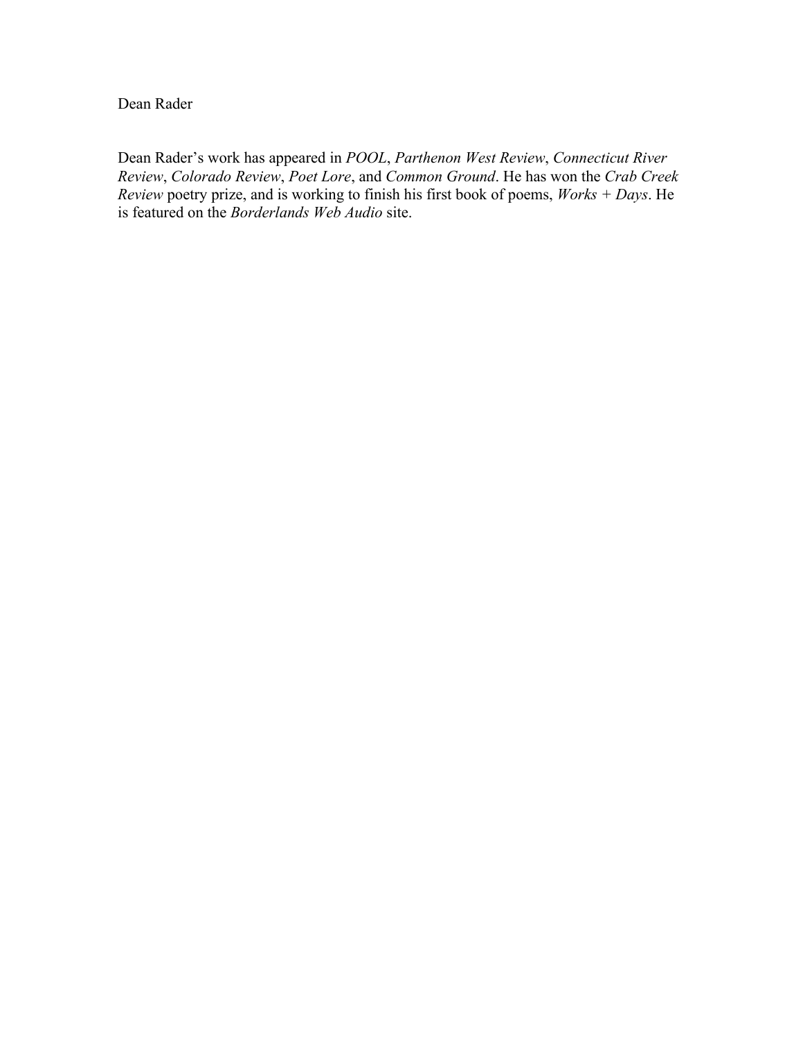Dean Rader

Dean Rader's work has appeared in *POOL*, *Parthenon West Review*, *Connecticut River Review*, *Colorado Review*, *Poet Lore*, and *Common Ground*. He has won the *Crab Creek Review* poetry prize, and is working to finish his first book of poems, *Works + Days*. He is featured on the *Borderlands Web Audio* site.